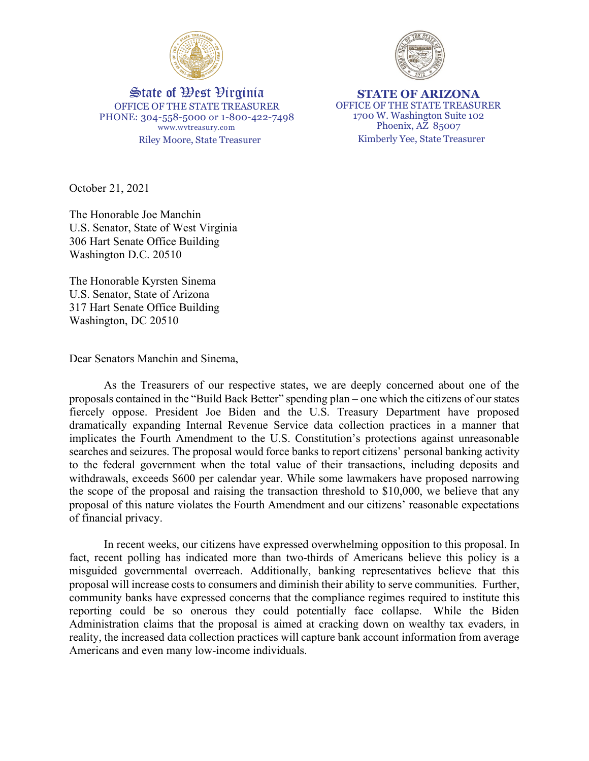**State of West Virginia**
OFFICE OF THE STATE TREASURER
PHONE: 304-558-5000 or 1-800-422-7498
www.wvtreasury.com
Riley Moore, State Treasurer

**STATE OF ARIZONA**
OFFICE OF THE STATE TREASURER
1700 W. Washington Suite 102
Phoenix, AZ 85007
Kimberly Yee, State Treasurer

October 21, 2021

The Honorable Joe Manchin
U.S. Senator, State of West Virginia
306 Hart Senate Office Building
Washington D.C. 20510

The Honorable Kyrsten Sinema
U.S. Senator, State of Arizona
317 Hart Senate Office Building
Washington, DC 20510

Dear Senators Manchin and Sinema,

As the Treasurers of our respective states, we are deeply concerned about one of the proposals contained in the "Build Back Better" spending plan – one which the citizens of our states fiercely oppose. President Joe Biden and the U.S. Treasury Department have proposed dramatically expanding Internal Revenue Service data collection practices in a manner that implicates the Fourth Amendment to the U.S. Constitution's protections against unreasonable searches and seizures. The proposal would force banks to report citizens' personal banking activity to the federal government when the total value of their transactions, including deposits and withdrawals, exceeds $600 per calendar year. While some lawmakers have proposed narrowing the scope of the proposal and raising the transaction threshold to $10,000, we believe that any proposal of this nature violates the Fourth Amendment and our citizens' reasonable expectations of financial privacy.

In recent weeks, our citizens have expressed overwhelming opposition to this proposal. In fact, recent polling has indicated more than two-thirds of Americans believe this policy is a misguided governmental overreach. Additionally, banking representatives believe that this proposal will increase costs to consumers and diminish their ability to serve communities. Further, community banks have expressed concerns that the compliance regimes required to institute this reporting could be so onerous they could potentially face collapse. While the Biden Administration claims that the proposal is aimed at cracking down on wealthy tax evaders, in reality, the increased data collection practices will capture bank account information from average Americans and even many low-income individuals.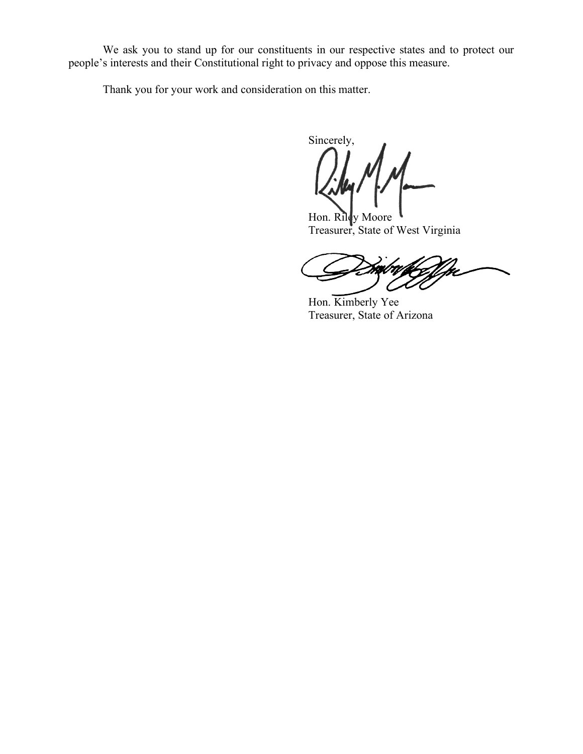We ask you to stand up for our constituents in our respective states and to protect our people's interests and their Constitutional right to privacy and oppose this measure.

Thank you for your work and consideration on this matter.

Sincerely,

Hon. Riley Moore
Treasurer, State of West Virginia

Hon. Kimberly Yee
Treasurer, State of Arizona